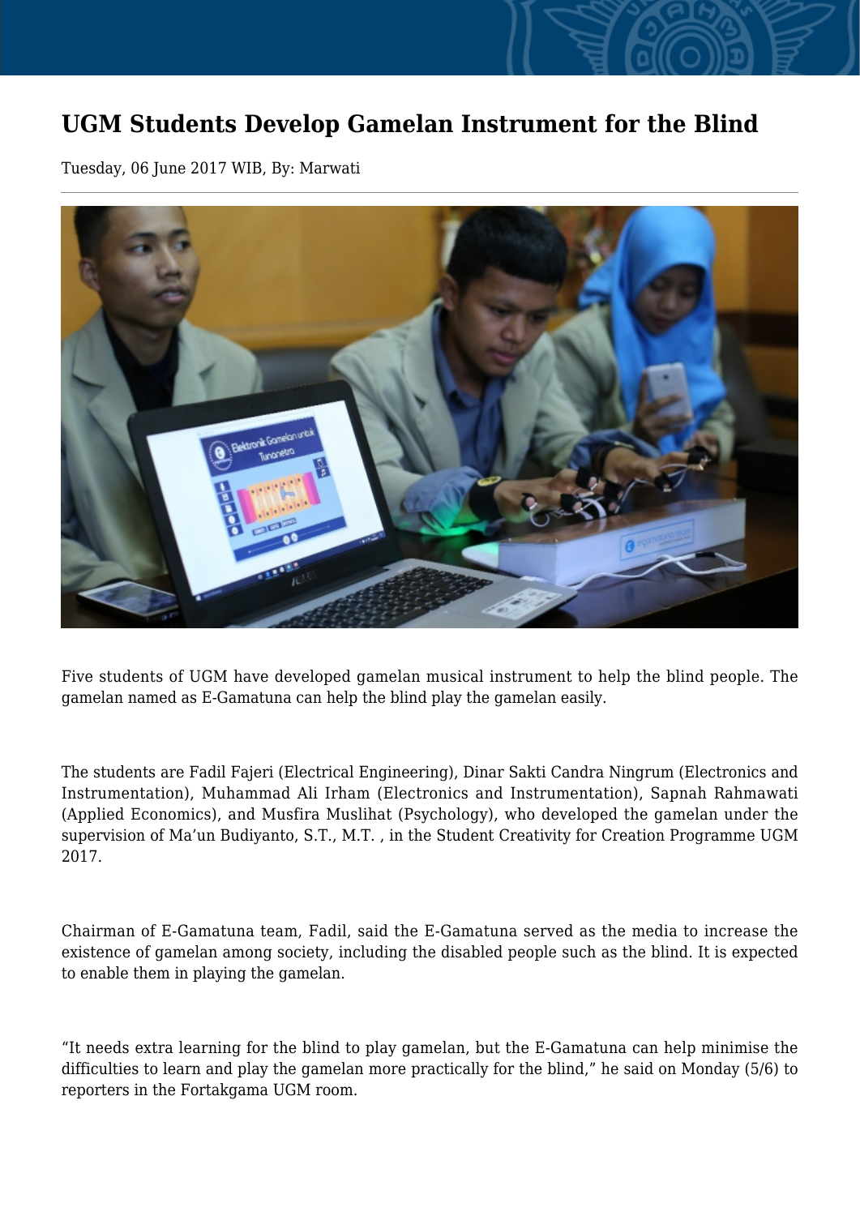# UGM Students Develop Gamelan Instrument for the Blind

Tuesday, 06 June 2017 WIB, By: Marwati

Five students of UGM have developed gamelan musical instrument to help the blind people. The gamelan named as E-Gamatuna can help the blind play the gamelan easily.

The students are Fadil Fajeri (Electrical Engineering), Dinar Sakti Candra Ningrum (Electronics and Instrumentation), Muhammad Ali Irham (Electronics and Instrumentation), Sapnah Rahmawati (Applied Economics), and Musfira Muslihat (Psychology), who developed the gamelan under the supervision of Ma'un Budiyanto, S.T., M.T. , in the Student Creativity for Creation Programme UGM 2017.

Chairman of E-Gamatuna team, Fadil, said the E-Gamatuna served as the media to increase the existence of gamelan among society, including the disabled people such as the blind. It is expected to enable them in playing the gamelan.

"It needs extra learning for the blind to play gamelan, but the E-Gamatuna can help minimise the difficulties to learn and play the gamelan more practically for the blind," he said on Monday (5/6) to reporters in the Fortakgama UGM room.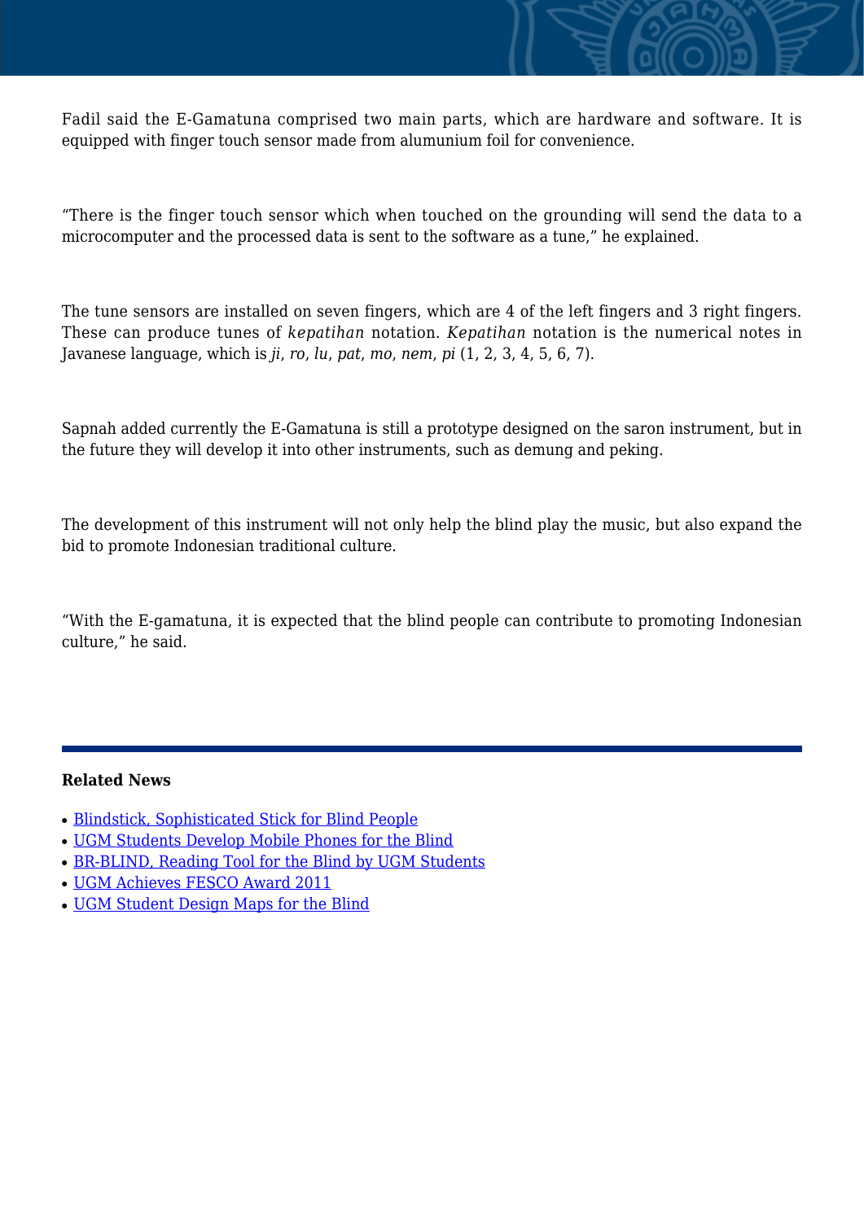Fadil said the E-Gamatuna comprised two main parts, which are hardware and software. It is equipped with finger touch sensor made from alumunium foil for convenience.

"There is the finger touch sensor which when touched on the grounding will send the data to a microcomputer and the processed data is sent to the software as a tune," he explained.

The tune sensors are installed on seven fingers, which are 4 of the left fingers and 3 right fingers. These can produce tunes of *kepatihan* notation. *Kepatihan* notation is the numerical notes in Javanese language, which is *ji*, *ro*, *lu*, *pat*, *mo*, *nem*, *pi* (1, 2, 3, 4, 5, 6, 7).

Sapnah added currently the E-Gamatuna is still a prototype designed on the saron instrument, but in the future they will develop it into other instruments, such as demung and peking.

The development of this instrument will not only help the blind play the music, but also expand the bid to promote Indonesian traditional culture.

"With the E-gamatuna, it is expected that the blind people can contribute to promoting Indonesian culture," he said.

---

**Related News**

- Blindstick, Sophisticated Stick for Blind People
- UGM Students Develop Mobile Phones for the Blind
- BR-BLIND, Reading Tool for the Blind by UGM Students
- UGM Achieves FESCO Award 2011
- UGM Student Design Maps for the Blind